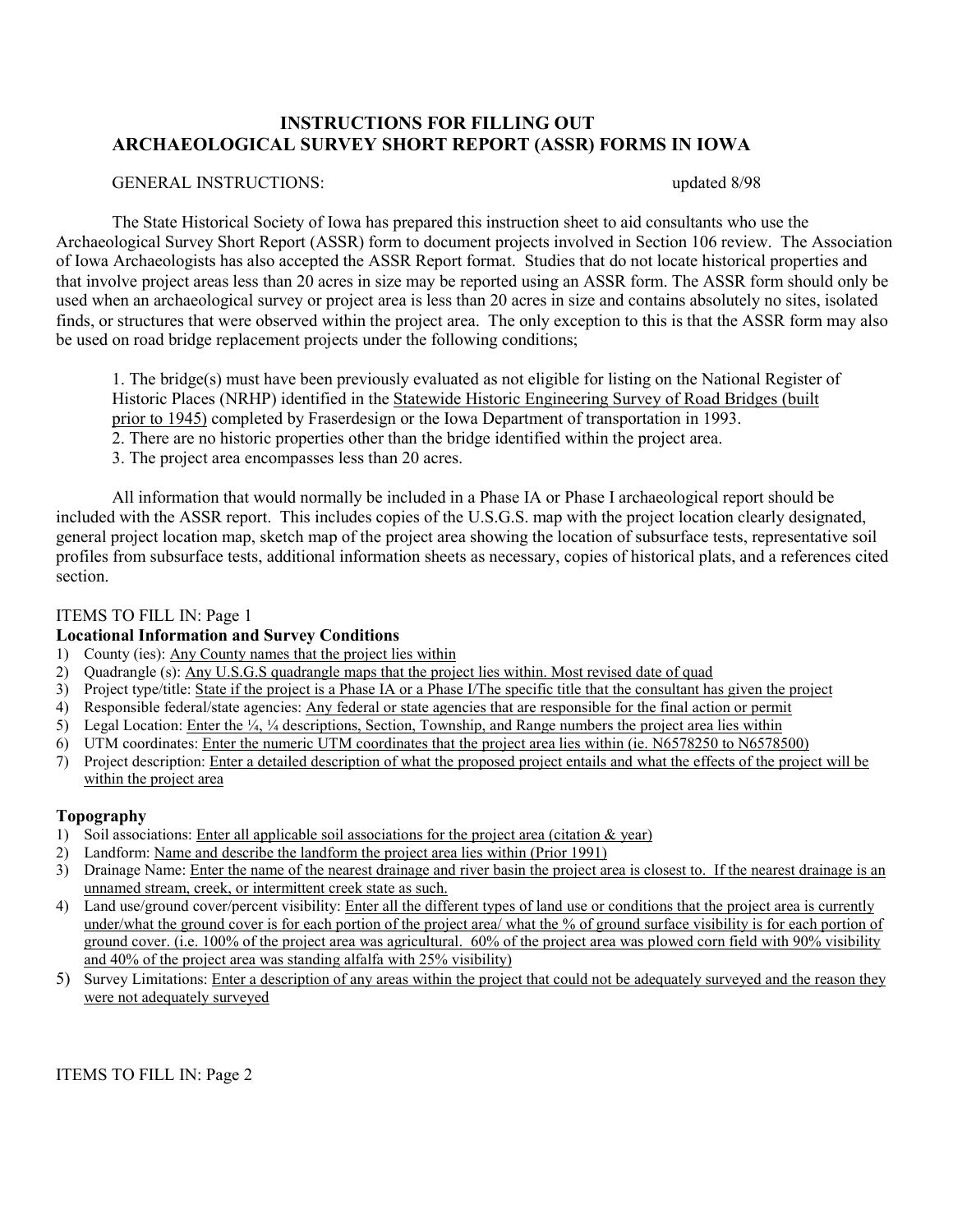# INSTRUCTIONS FOR FILLING OUT ARCHAEOLOGICAL SURVEY SHORT REPORT (ASSR) FORMS IN IOWA

GENERAL INSTRUCTIONS: updated 8/98

The State Historical Society of Iowa has prepared this instruction sheet to aid consultants who use the Archaeological Survey Short Report (ASSR) form to document projects involved in Section 106 review. The Association of Iowa Archaeologists has also accepted the ASSR Report format. Studies that do not locate historical properties and that involve project areas less than 20 acres in size may be reported using an ASSR form. The ASSR form should only be used when an archaeological survey or project area is less than 20 acres in size and contains absolutely no sites, isolated finds, or structures that were observed within the project area. The only exception to this is that the ASSR form may also be used on road bridge replacement projects under the following conditions;

1. The bridge(s) must have been previously evaluated as not eligible for listing on the National Register of Historic Places (NRHP) identified in the Statewide Historic Engineering Survey of Road Bridges (built prior to 1945) completed by Fraserdesign or the Iowa Department of transportation in 1993.
2. There are no historic properties other than the bridge identified within the project area.
3. The project area encompasses less than 20 acres.

All information that would normally be included in a Phase IA or Phase I archaeological report should be included with the ASSR report. This includes copies of the U.S.G.S. map with the project location clearly designated, general project location map, sketch map of the project area showing the location of subsurface tests, representative soil profiles from subsurface tests, additional information sheets as necessary, copies of historical plats, and a references cited section.

ITEMS TO FILL IN: Page 1

**Locational Information and Survey Conditions**

1) County (ies): Any County names that the project lies within
2) Quadrangle (s): Any U.S.G.S quadrangle maps that the project lies within. Most revised date of quad
3) Project type/title: State if the project is a Phase IA or a Phase I/The specific title that the consultant has given the project
4) Responsible federal/state agencies: Any federal or state agencies that are responsible for the final action or permit
5) Legal Location: Enter the ¼, ¼ descriptions, Section, Township, and Range numbers the project area lies within
6) UTM coordinates: Enter the numeric UTM coordinates that the project area lies within (ie. N6578250 to N6578500)
7) Project description: Enter a detailed description of what the proposed project entails and what the effects of the project will be within the project area

**Topography**

1) Soil associations: Enter all applicable soil associations for the project area (citation & year)
2) Landform: Name and describe the landform the project area lies within (Prior 1991)
3) Drainage Name: Enter the name of the nearest drainage and river basin the project area is closest to. If the nearest drainage is an unnamed stream, creek, or intermittent creek state as such.
4) Land use/ground cover/percent visibility: Enter all the different types of land use or conditions that the project area is currently under/what the ground cover is for each portion of the project area/ what the % of ground surface visibility is for each portion of ground cover. (i.e. 100% of the project area was agricultural. 60% of the project area was plowed corn field with 90% visibility and 40% of the project area was standing alfalfa with 25% visibility)
5) Survey Limitations: Enter a description of any areas within the project that could not be adequately surveyed and the reason they were not adequately surveyed

ITEMS TO FILL IN: Page 2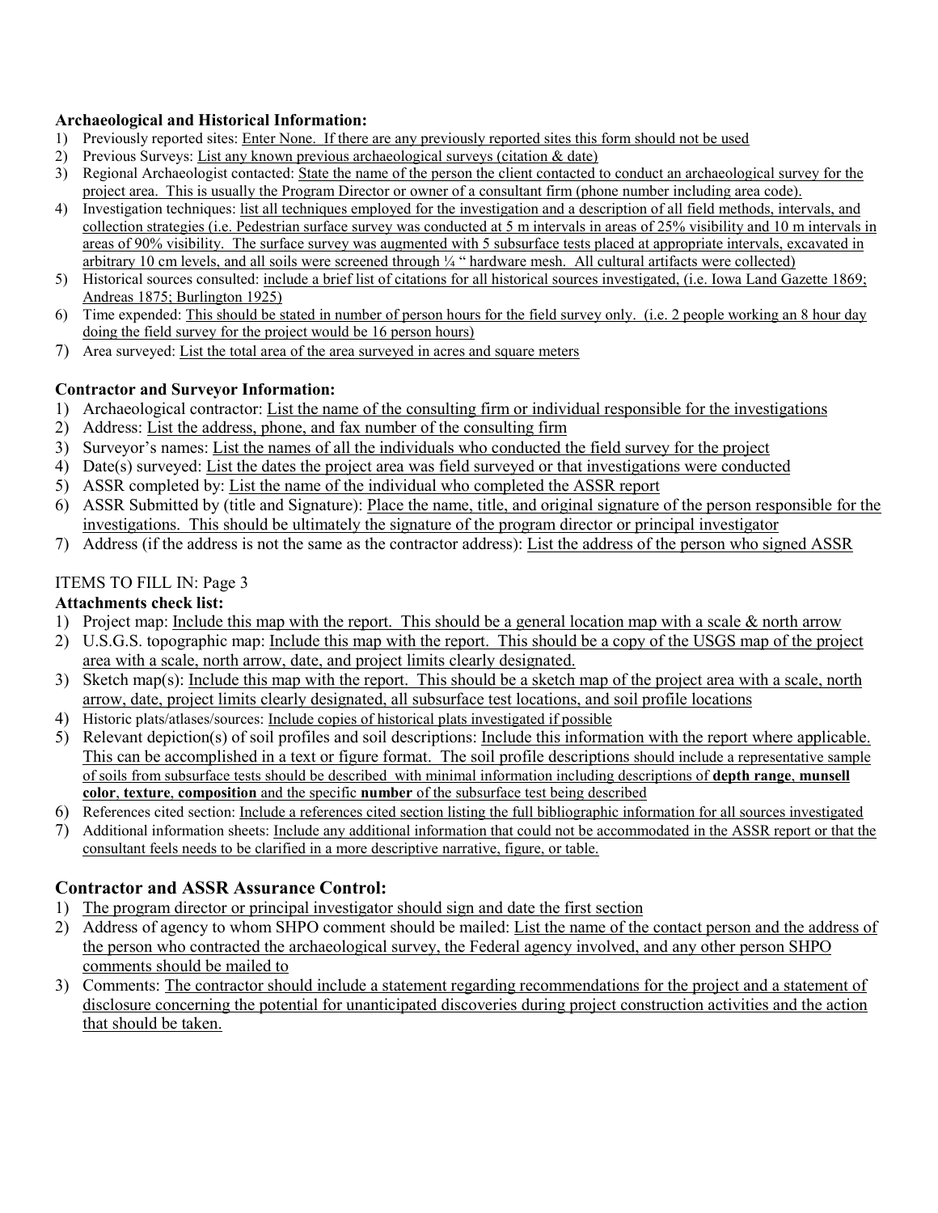**Archaeological and Historical Information:**

1) Previously reported sites: Enter None. If there are any previously reported sites this form should not be used
2) Previous Surveys: List any known previous archaeological surveys (citation & date)
3) Regional Archaeologist contacted: State the name of the person the client contacted to conduct an archaeological survey for the project area. This is usually the Program Director or owner of a consultant firm (phone number including area code).
4) Investigation techniques: list all techniques employed for the investigation and a description of all field methods, intervals, and collection strategies (i.e. Pedestrian surface survey was conducted at 5 m intervals in areas of 25% visibility and 10 m intervals in areas of 90% visibility. The surface survey was augmented with 5 subsurface tests placed at appropriate intervals, excavated in arbitrary 10 cm levels, and all soils were screened through ¼ " hardware mesh. All cultural artifacts were collected)
5) Historical sources consulted: include a brief list of citations for all historical sources investigated, (i.e. Iowa Land Gazette 1869; Andreas 1875; Burlington 1925)
6) Time expended: This should be stated in number of person hours for the field survey only. (i.e. 2 people working an 8 hour day doing the field survey for the project would be 16 person hours)
7) Area surveyed: List the total area of the area surveyed in acres and square meters

**Contractor and Surveyor Information:**

1) Archaeological contractor: List the name of the consulting firm or individual responsible for the investigations
2) Address: List the address, phone, and fax number of the consulting firm
3) Surveyor's names: List the names of all the individuals who conducted the field survey for the project
4) Date(s) surveyed: List the dates the project area was field surveyed or that investigations were conducted
5) ASSR completed by: List the name of the individual who completed the ASSR report
6) ASSR Submitted by (title and Signature): Place the name, title, and original signature of the person responsible for the investigations. This should be ultimately the signature of the program director or principal investigator
7) Address (if the address is not the same as the contractor address): List the address of the person who signed ASSR

ITEMS TO FILL IN: Page 3

**Attachments check list:**

1) Project map: Include this map with the report. This should be a general location map with a scale & north arrow
2) U.S.G.S. topographic map: Include this map with the report. This should be a copy of the USGS map of the project area with a scale, north arrow, date, and project limits clearly designated.
3) Sketch map(s): Include this map with the report. This should be a sketch map of the project area with a scale, north arrow, date, project limits clearly designated, all subsurface test locations, and soil profile locations
4) Historic plats/atlases/sources: Include copies of historical plats investigated if possible
5) Relevant depiction(s) of soil profiles and soil descriptions: Include this information with the report where applicable. This can be accomplished in a text or figure format. The soil profile descriptions should include a representative sample of soils from subsurface tests should be described with minimal information including descriptions of **depth range**, **munsell color**, **texture**, **composition** and the specific **number** of the subsurface test being described
6) References cited section: Include a references cited section listing the full bibliographic information for all sources investigated
7) Additional information sheets: Include any additional information that could not be accommodated in the ASSR report or that the consultant feels needs to be clarified in a more descriptive narrative, figure, or table.

## Contractor and ASSR Assurance Control:

1) The program director or principal investigator should sign and date the first section
2) Address of agency to whom SHPO comment should be mailed: List the name of the contact person and the address of the person who contracted the archaeological survey, the Federal agency involved, and any other person SHPO comments should be mailed to
3) Comments: The contractor should include a statement regarding recommendations for the project and a statement of disclosure concerning the potential for unanticipated discoveries during project construction activities and the action that should be taken.